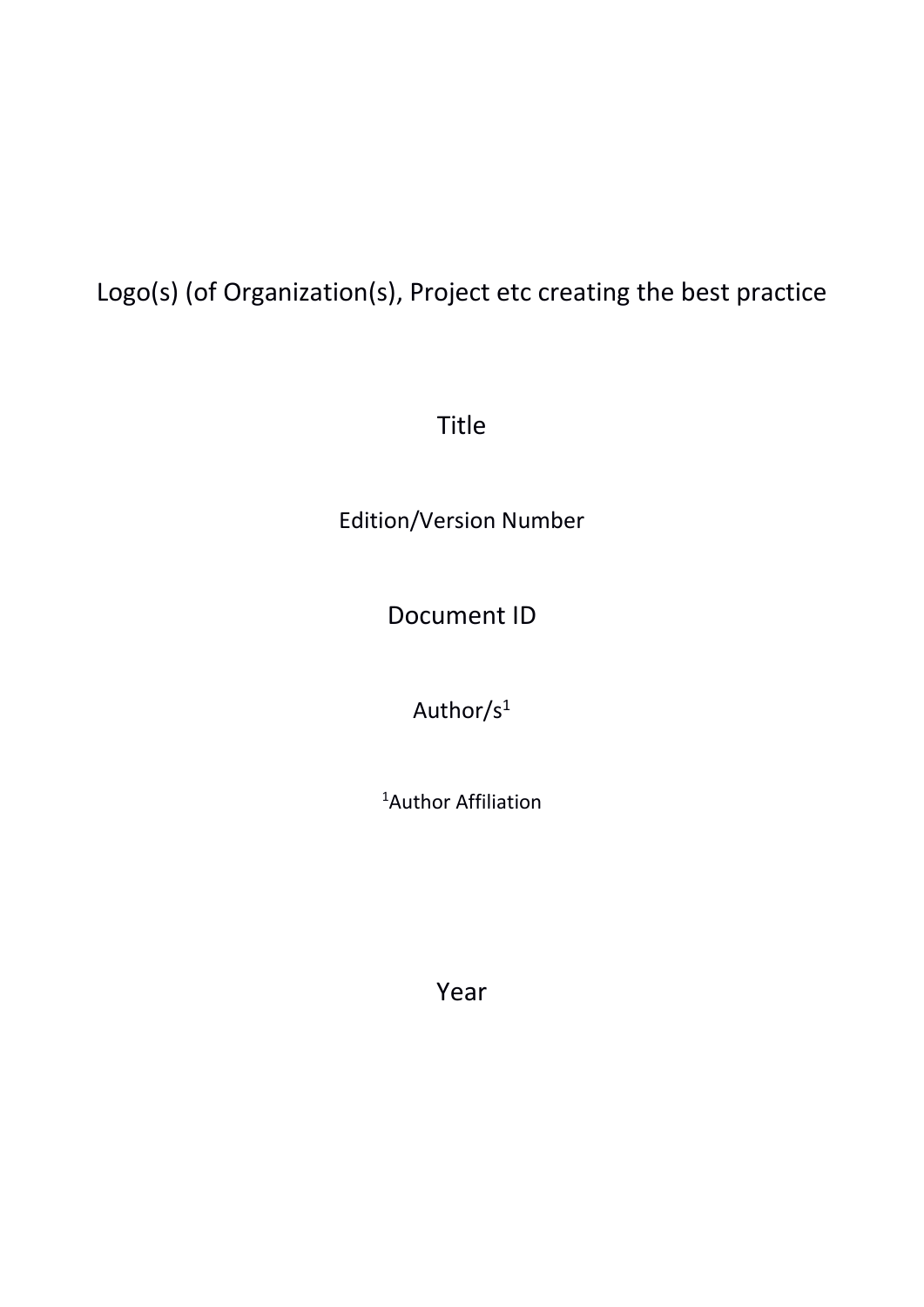Logo(s) (of Organization(s), Project etc creating the best practice

# Title

Edition/Version Number

## Document ID

Author/s[1]

[1]Author Affiliation

Year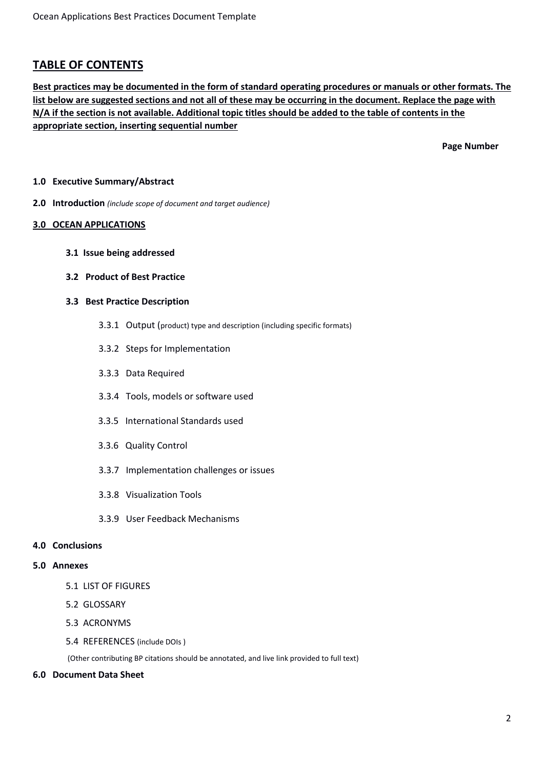## TABLE OF CONTENTS

**Best practices may be documented in the form of standard operating procedures or manuals or other formats. The list below are suggested sections and not all of these may be occurring in the document. Replace the page with N/A if the section is not available. Additional topic titles should be added to the table of contents in the appropriate section, inserting sequential number**

**Page Number**

**1.0 Executive Summary/Abstract**

**2.0 Introduction** *(include scope of document and target audience)*

**3.0 OCEAN APPLICATIONS**

- **3.1 Issue being addressed**
- **3.2 Product of Best Practice**
- **3.3 Best Practice Description**
  - 3.3.1 Output (product) type and description (including specific formats)
  - 3.3.2 Steps for Implementation
  - 3.3.3 Data Required
  - 3.3.4 Tools, models or software used
  - 3.3.5 International Standards used
  - 3.3.6 Quality Control
  - 3.3.7 Implementation challenges or issues
  - 3.3.8 Visualization Tools
  - 3.3.9 User Feedback Mechanisms

**4.0 Conclusions**

**5.0 Annexes**

- 5.1 LIST OF FIGURES
- 5.2 GLOSSARY
- 5.3 ACRONYMS
- 5.4 REFERENCES (include DOIs )

(Other contributing BP citations should be annotated, and live link provided to full text)

**6.0 Document Data Sheet**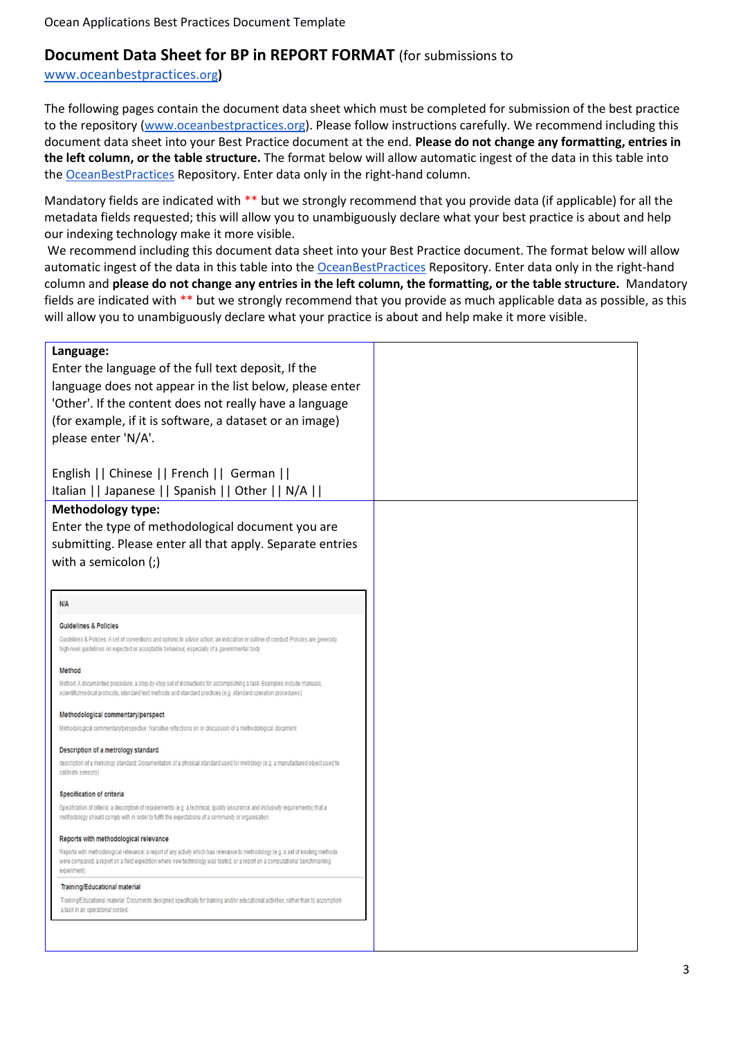## Document Data Sheet for BP in REPORT FORMAT (for submissions to www.oceanbestpractices.org)

The following pages contain the document data sheet which must be completed for submission of the best practice to the repository (www.oceanbestpractices.org). Please follow instructions carefully. We recommend including this document data sheet into your Best Practice document at the end. **Please do not change any formatting, entries in the left column, or the table structure.** The format below will allow automatic ingest of the data in this table into the OceanBestPractices Repository. Enter data only in the right-hand column.

Mandatory fields are indicated with ** but we strongly recommend that you provide data (if applicable) for all the metadata fields requested; this will allow you to unambiguously declare what your best practice is about and help our indexing technology make it more visible.

We recommend including this document data sheet into your Best Practice document. The format below will allow automatic ingest of the data in this table into the OceanBestPractices Repository. Enter data only in the right-hand column and **please do not change any entries in the left column, the formatting, or the table structure.** Mandatory fields are indicated with ** but we strongly recommend that you provide as much applicable data as possible, as this will allow you to unambiguously declare what your practice is about and help make it more visible.

| | |
|---|---|
| **Language:**<br>Enter the language of the full text deposit, If the language does not appear in the list below, please enter 'Other'. If the content does not really have a language (for example, if it is software, a dataset or an image) please enter 'N/A'.<br><br>English \|\| Chinese \|\| French \|\| German \|\| Italian \|\| Japanese \|\| Spanish \|\| Other \|\| N/A \|\| | |
| **Methodology type:**<br>Enter the type of methodological document you are submitting. Please enter all that apply. Separate entries with a semicolon (;)<br><br>N/A<br><br>**Guidelines & Policies**<br>Guidelines & Policies: A set of conventions and options to advice action; an indication or outline of conduct. Policies are generally high-level guidelines on expected or acceptable behaviour, especially of a governmental body<br><br>**Method**<br>Method: A documented procedure, a step-by-step set of instructions for accomplishing a task. Examples include manuals, scientific/medical protocols, standard test methods and standard practices (e.g. standard operation procedures)<br><br>**Methodological commentary/perspect**<br>Methodological commentary/perspective: Narrative reflections on or discussion of a methodological document<br><br>**Description of a metrology standard**<br>description of a metrology standard: Documentation of a physical standard used for metrology (e.g. a manufactured object used to calibrate sensors)<br><br>**Specification of criteria**<br>Specification of criteria: a description of requirements (e.g. a technical, quality assurance and inclusivity requirements) that a methodology should comply with in order to fulfill the expectations of a community or organisation<br><br>**Reports with methodological relevance**<br>Reports with methodological relevance: a report of any activity which has relevance to methodology (e.g. a set of existing methods were compared, a report on a field expedition where new technology was tested, or a report on a computational benchmarking experiment)<br><br>**Training/Educational material**<br>Training/Educational material: Documents designed specifically for training and/or educational activities, rather than to accomplish a task in an operational context. | |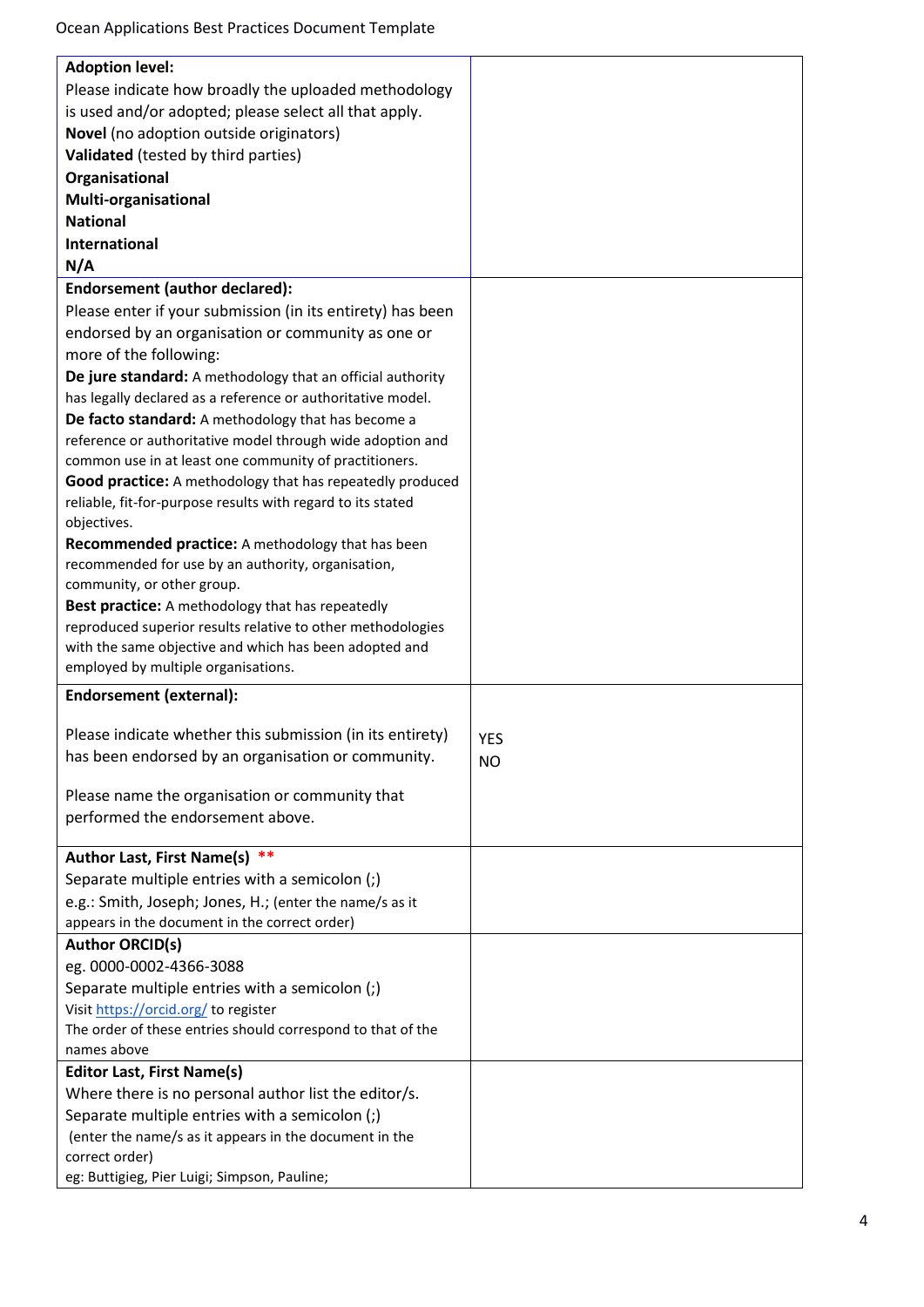| | |
|---|---|
| **Adoption level:**<br>Please indicate how broadly the uploaded methodology is used and/or adopted; please select all that apply.<br>**Novel** (no adoption outside originators)<br>**Validated** (tested by third parties)<br>**Organisational**<br>**Multi-organisational**<br>**National**<br>**International**<br>**N/A** | |
| **Endorsement (author declared):**<br>Please enter if your submission (in its entirety) has been endorsed by an organisation or community as one or more of the following:<br>**De jure standard:** A methodology that an official authority has legally declared as a reference or authoritative model.<br>**De facto standard:** A methodology that has become a reference or authoritative model through wide adoption and common use in at least one community of practitioners.<br>**Good practice:** A methodology that has repeatedly produced reliable, fit-for-purpose results with regard to its stated objectives.<br>**Recommended practice:** A methodology that has been recommended for use by an authority, organisation, community, or other group.<br>**Best practice:** A methodology that has repeatedly reproduced superior results relative to other methodologies with the same objective and which has been adopted and employed by multiple organisations. | |
| **Endorsement (external):**<br><br>Please indicate whether this submission (in its entirety) has been endorsed by an organisation or community.<br><br>Please name the organisation or community that performed the endorsement above. | YES<br>NO |
| **Author Last, First Name(s)** \*\*<br>Separate multiple entries with a semicolon (;)<br>e.g.: Smith, Joseph; Jones, H.; (enter the name/s as it appears in the document in the correct order) | |
| **Author ORCID(s)**<br>eg. 0000-0002-4366-3088<br>Separate multiple entries with a semicolon (;)<br>Visit https://orcid.org/ to register<br>The order of these entries should correspond to that of the names above | |
| **Editor Last, First Name(s)**<br>Where there is no personal author list the editor/s.<br>Separate multiple entries with a semicolon (;)<br>(enter the name/s as it appears in the document in the correct order)<br>eg: Buttigieg, Pier Luigi; Simpson, Pauline; | |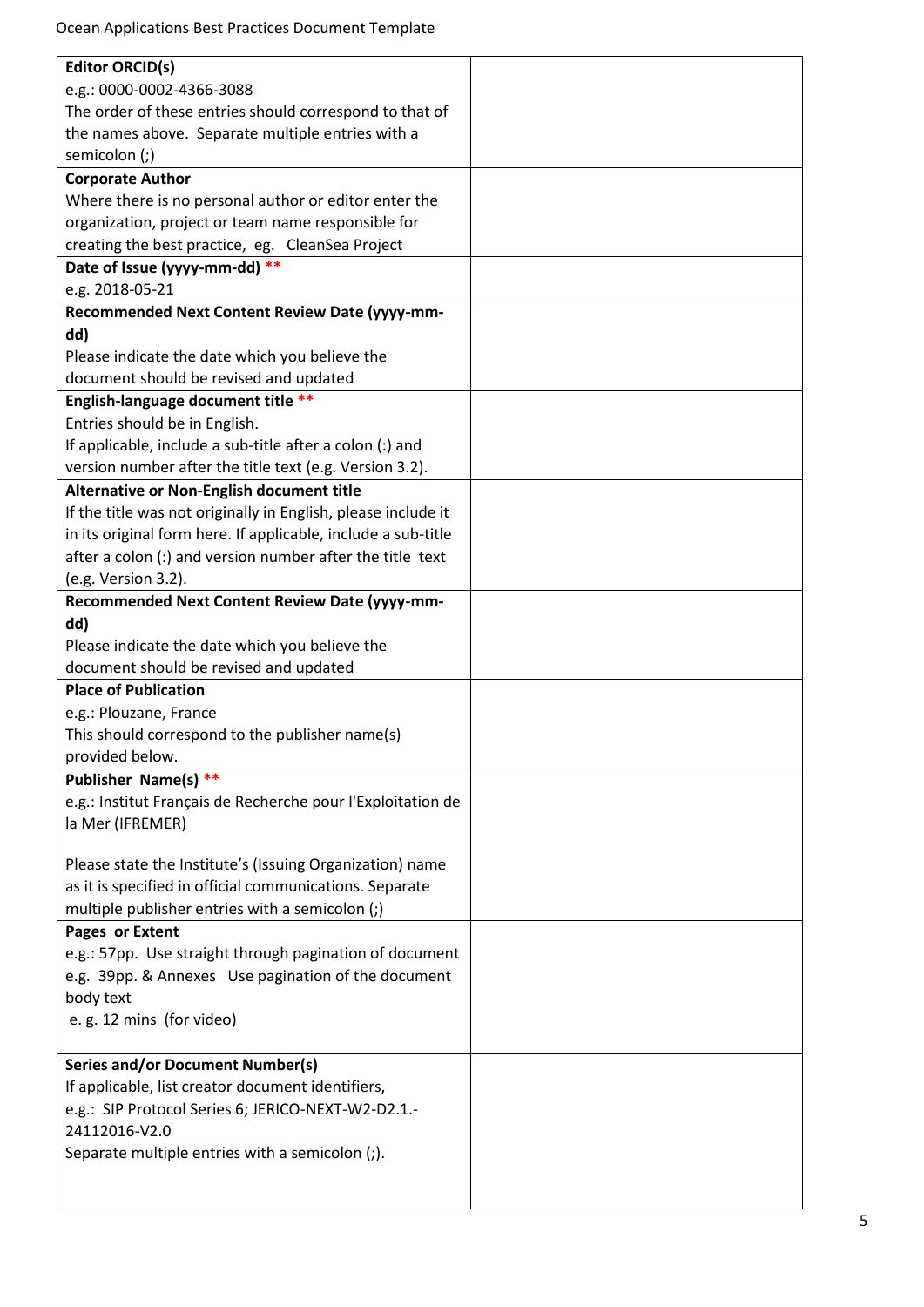| | |
|---|---|
| **Editor ORCID(s)**<br>e.g.: 0000-0002-4366-3088<br>The order of these entries should correspond to that of the names above. Separate multiple entries with a semicolon (;) | |
| **Corporate Author**<br>Where there is no personal author or editor enter the organization, project or team name responsible for creating the best practice, eg. CleanSea Project | |
| **Date of Issue (yyyy-mm-dd) \*\***<br>e.g. 2018-05-21 | |
| **Recommended Next Content Review Date (yyyy-mm-dd)**<br>Please indicate the date which you believe the document should be revised and updated | |
| **English-language document title \*\***<br>Entries should be in English.<br>If applicable, include a sub-title after a colon (:) and version number after the title text (e.g. Version 3.2). | |
| **Alternative or Non-English document title**<br>If the title was not originally in English, please include it in its original form here. If applicable, include a sub-title after a colon (:) and version number after the title text (e.g. Version 3.2). | |
| **Recommended Next Content Review Date (yyyy-mm-dd)**<br>Please indicate the date which you believe the document should be revised and updated | |
| **Place of Publication**<br>e.g.: Plouzane, France<br>This should correspond to the publisher name(s) provided below. | |
| **Publisher Name(s) \*\***<br>e.g.: Institut Français de Recherche pour l'Exploitation de la Mer (IFREMER)<br><br>Please state the Institute's (Issuing Organization) name as it is specified in official communications. Separate multiple publisher entries with a semicolon (;) | |
| **Pages or Extent**<br>e.g.: 57pp. Use straight through pagination of document<br>e.g. 39pp. & Annexes Use pagination of the document body text<br>e. g. 12 mins (for video) | |
| **Series and/or Document Number(s)**<br>If applicable, list creator document identifiers,<br>e.g.: SIP Protocol Series 6; JERICO-NEXT-W2-D2.1.-24112016-V2.0<br>Separate multiple entries with a semicolon (;). | |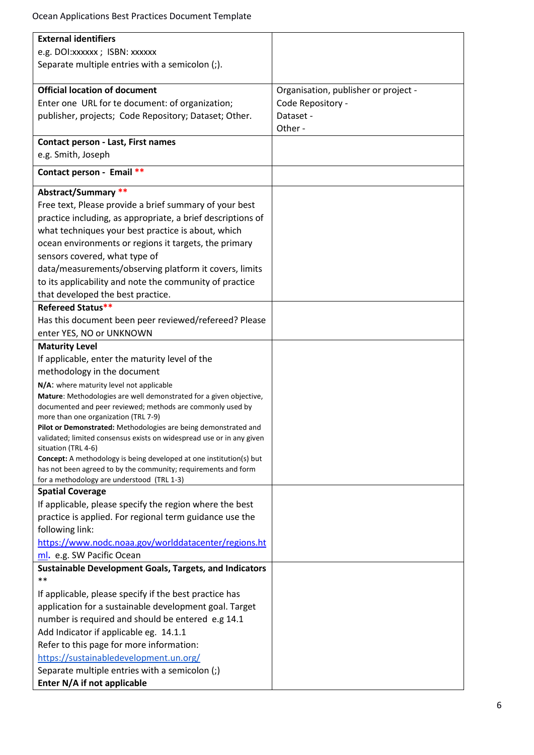| | |
|---|---|
| **External identifiers**<br>e.g. DOI:xxxxxx ; ISBN: xxxxxx<br>Separate multiple entries with a semicolon (;). | |
| **Official location of document**<br>Enter one URL for te document: of organization; publisher, projects; Code Repository; Dataset; Other. | Organisation, publisher or project -<br>Code Repository -<br>Dataset -<br>Other - |
| **Contact person - Last, First names**<br>e.g. Smith, Joseph | |
| **Contact person - Email \*\*** | |
| **Abstract/Summary \*\***<br>Free text, Please provide a brief summary of your best practice including, as appropriate, a brief descriptions of what techniques your best practice is about, which ocean environments or regions it targets, the primary sensors covered, what type of data/measurements/observing platform it covers, limits to its applicability and note the community of practice that developed the best practice. | |
| **Refereed Status\*\***<br>Has this document been peer reviewed/refereed? Please enter YES, NO or UNKNOWN | |
| **Maturity Level**<br>If applicable, enter the maturity level of the methodology in the document<br>**N/A**: where maturity level not applicable<br>**Mature**: Methodologies are well demonstrated for a given objective, documented and peer reviewed; methods are commonly used by more than one organization (TRL 7-9)<br>**Pilot or Demonstrated:** Methodologies are being demonstrated and validated; limited consensus exists on widespread use or in any given situation (TRL 4-6)<br>**Concept:** A methodology is being developed at one institution(s) but has not been agreed to by the community; requirements and form for a methodology are understood (TRL 1-3) | |
| **Spatial Coverage**<br>If applicable, please specify the region where the best practice is applied. For regional term guidance use the following link: [https://www.nodc.noaa.gov/worlddatacenter/regions.html](https://www.nodc.noaa.gov/worlddatacenter/regions.html). e.g. SW Pacific Ocean | |
| **Sustainable Development Goals, Targets, and Indicators \*\***<br>If applicable, please specify if the best practice has application for a sustainable development goal. Target number is required and should be entered e.g 14.1<br>Add Indicator if applicable eg. 14.1.1<br>Refer to this page for more information: [https://sustainabledevelopment.un.org/](https://sustainabledevelopment.un.org/)<br>Separate multiple entries with a semicolon (;)<br>**Enter N/A if not applicable** | |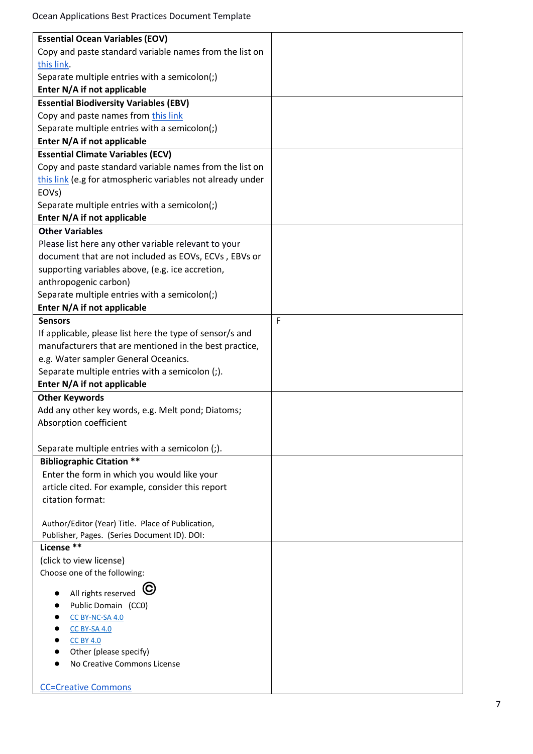| | |
|---|---|
| **Essential Ocean Variables (EOV)**<br>Copy and paste standard variable names from the list on this link.<br>Separate multiple entries with a semicolon(;)<br>**Enter N/A if not applicable** | |
| **Essential Biodiversity Variables (EBV)**<br>Copy and paste names from this link<br>Separate multiple entries with a semicolon(;)<br>**Enter N/A if not applicable** | |
| **Essential Climate Variables (ECV)**<br>Copy and paste standard variable names from the list on this link (e.g for atmospheric variables not already under EOVs)<br>Separate multiple entries with a semicolon(;)<br>**Enter N/A if not applicable** | |
| **Other Variables**<br>Please list here any other variable relevant to your document that are not included as EOVs, ECVs , EBVs or supporting variables above, (e.g. ice accretion, anthropogenic carbon)<br>Separate multiple entries with a semicolon(;)<br>**Enter N/A if not applicable** | |
| **Sensors**<br>If applicable, please list here the type of sensor/s and manufacturers that are mentioned in the best practice, e.g. Water sampler General Oceanics.<br>Separate multiple entries with a semicolon (;).<br>**Enter N/A if not applicable** | F |
| **Other Keywords**<br>Add any other key words, e.g. Melt pond; Diatoms; Absorption coefficient<br><br>Separate multiple entries with a semicolon (;). | |
| **Bibliographic Citation \*\***<br>Enter the form in which you would like your article cited. For example, consider this report citation format:<br><br>Author/Editor (Year) Title. Place of Publication, Publisher, Pages. (Series Document ID). DOI: | |
| **License \*\***<br>(click to view license)<br>Choose one of the following:<br><br>● All rights reserved ©<br>● Public Domain (CC0)<br>● CC BY-NC-SA 4.0<br>● CC BY-SA 4.0<br>● CC BY 4.0<br>● Other (please specify)<br>● No Creative Commons License<br><br>CC=Creative Commons | |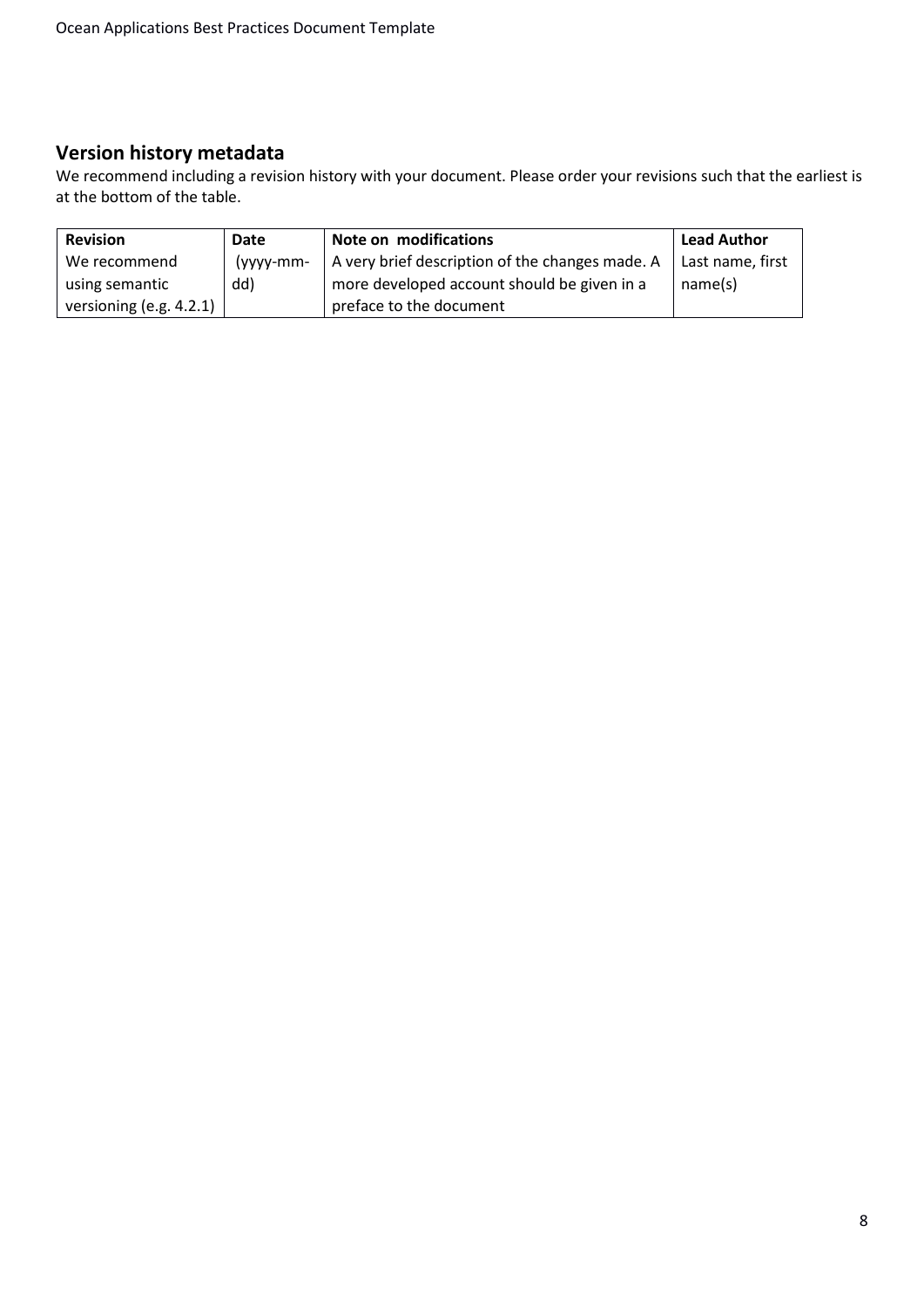## Version history metadata

We recommend including a revision history with your document. Please order your revisions such that the earliest is at the bottom of the table.

| Revision | Date | Note on modifications | Lead Author |
| --- | --- | --- | --- |
| We recommend using semantic versioning (e.g. 4.2.1) | (yyyy-mm-dd) | A very brief description of the changes made. A more developed account should be given in a preface to the document | Last name, first name(s) |